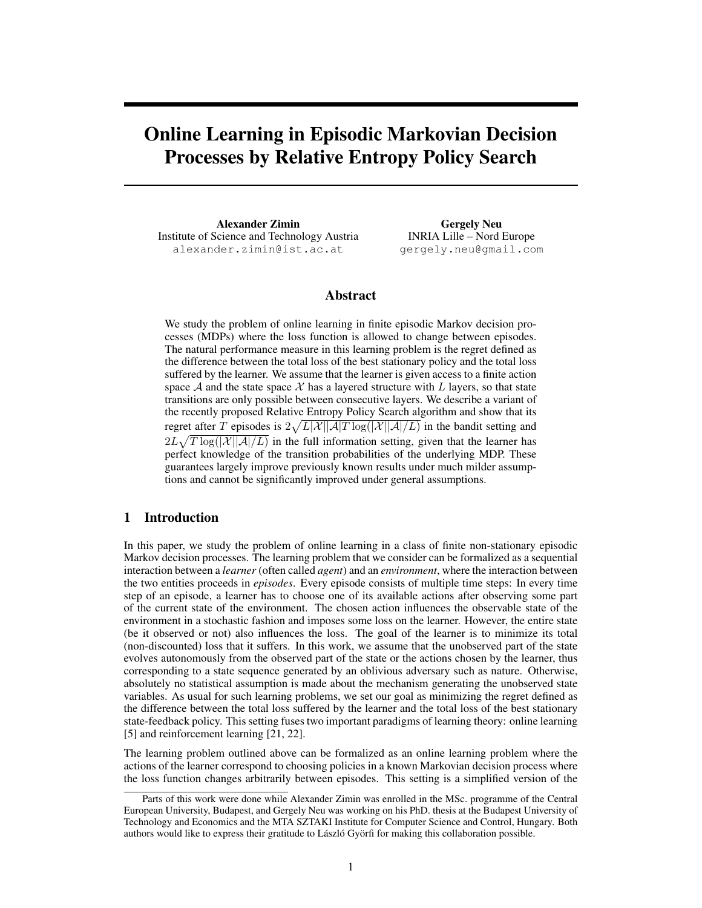# Online Learning in Episodic Markovian Decision Processes by Relative Entropy Policy Search

**Alexander Zimin**
Institute of Science and Technology Austria
alexander.zimin@ist.ac.at

**Gergely Neu**
INRIA Lille – Nord Europe
gergely.neu@gmail.com

## Abstract

We study the problem of online learning in finite episodic Markov decision processes (MDPs) where the loss function is allowed to change between episodes. The natural performance measure in this learning problem is the regret defined as the difference between the total loss of the best stationary policy and the total loss suffered by the learner. We assume that the learner is given access to a finite action space $\mathcal{A}$ and the state space $\mathcal{X}$ has a layered structure with $L$ layers, so that state transitions are only possible between consecutive layers. We describe a variant of the recently proposed Relative Entropy Policy Search algorithm and show that its regret after $T$ episodes is $2\sqrt{L|\mathcal{X}||\mathcal{A}|T\log(|\mathcal{X}||\mathcal{A}|/L)}$ in the bandit setting and $2L\sqrt{T\log(|\mathcal{X}||\mathcal{A}|/L)}$ in the full information setting, given that the learner has perfect knowledge of the transition probabilities of the underlying MDP. These guarantees largely improve previously known results under much milder assumptions and cannot be significantly improved under general assumptions.

## 1 Introduction

In this paper, we study the problem of online learning in a class of finite non-stationary episodic Markov decision processes. The learning problem that we consider can be formalized as a sequential interaction between a *learner* (often called *agent*) and an *environment*, where the interaction between the two entities proceeds in *episodes*. Every episode consists of multiple time steps: In every time step of an episode, a learner has to choose one of its available actions after observing some part of the current state of the environment. The chosen action influences the observable state of the environment in a stochastic fashion and imposes some loss on the learner. However, the entire state (be it observed or not) also influences the loss. The goal of the learner is to minimize its total (non-discounted) loss that it suffers. In this work, we assume that the unobserved part of the state evolves autonomously from the observed part of the state or the actions chosen by the learner, thus corresponding to a state sequence generated by an oblivious adversary such as nature. Otherwise, absolutely no statistical assumption is made about the mechanism generating the unobserved state variables. As usual for such learning problems, we set our goal as minimizing the regret defined as the difference between the total loss suffered by the learner and the total loss of the best stationary state-feedback policy. This setting fuses two important paradigms of learning theory: online learning [5] and reinforcement learning [21, 22].

The learning problem outlined above can be formalized as an online learning problem where the actions of the learner correspond to choosing policies in a known Markovian decision process where the loss function changes arbitrarily between episodes. This setting is a simplified version of the

---

Parts of this work were done while Alexander Zimin was enrolled in the MSc. programme of the Central European University, Budapest, and Gergely Neu was working on his PhD. thesis at the Budapest University of Technology and Economics and the MTA SZTAKI Institute for Computer Science and Control, Hungary. Both authors would like to express their gratitude to László Györfi for making this collaboration possible.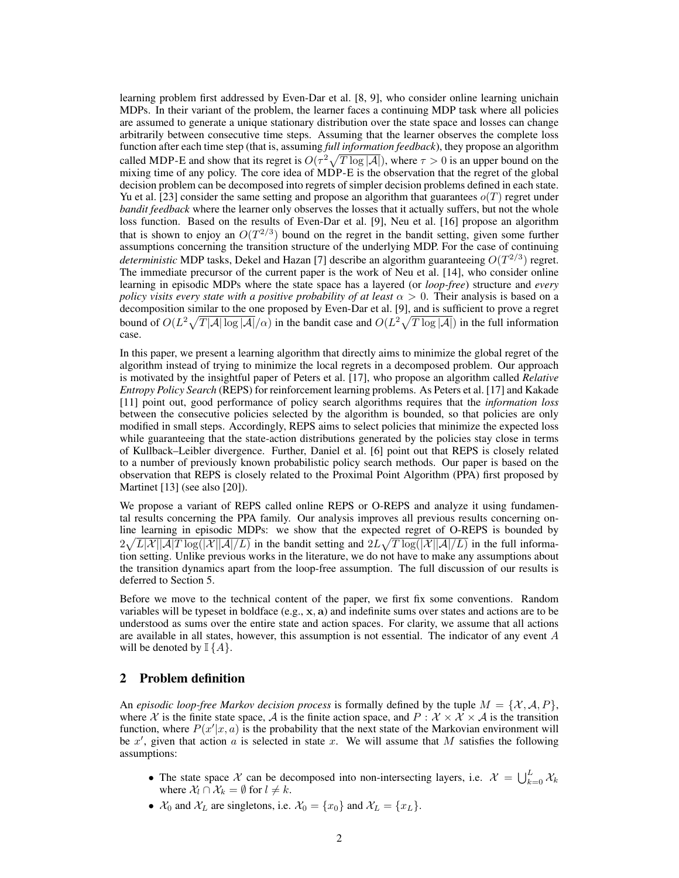learning problem first addressed by Even-Dar et al. [8, 9], who consider online learning unichain MDPs. In their variant of the problem, the learner faces a continuing MDP task where all policies are assumed to generate a unique stationary distribution over the state space and losses can change arbitrarily between consecutive time steps. Assuming that the learner observes the complete loss function after each time step (that is, assuming *full information feedback*), they propose an algorithm called MDP-E and show that its regret is $O(\tau^2\sqrt{T\log|\mathcal{A}|})$, where $\tau > 0$ is an upper bound on the mixing time of any policy. The core idea of MDP-E is the observation that the regret of the global decision problem can be decomposed into regrets of simpler decision problems defined in each state. Yu et al. [23] consider the same setting and propose an algorithm that guarantees $o(T)$ regret under *bandit feedback* where the learner only observes the losses that it actually suffers, but not the whole loss function. Based on the results of Even-Dar et al. [9], Neu et al. [16] propose an algorithm that is shown to enjoy an $O(T^{2/3})$ bound on the regret in the bandit setting, given some further assumptions concerning the transition structure of the underlying MDP. For the case of continuing *deterministic* MDP tasks, Dekel and Hazan [7] describe an algorithm guaranteeing $O(T^{2/3})$ regret. The immediate precursor of the current paper is the work of Neu et al. [14], who consider online learning in episodic MDPs where the state space has a layered (or *loop-free*) structure and *every policy visits every state with a positive probability of at least* $\alpha > 0$. Their analysis is based on a decomposition similar to the one proposed by Even-Dar et al. [9], and is sufficient to prove a regret bound of $O(L^2\sqrt{T|\mathcal{A}|\log|\mathcal{A}|}/\alpha)$ in the bandit case and $O(L^2\sqrt{T\log|\mathcal{A}|})$ in the full information case.

In this paper, we present a learning algorithm that directly aims to minimize the global regret of the algorithm instead of trying to minimize the local regrets in a decomposed problem. Our approach is motivated by the insightful paper of Peters et al. [17], who propose an algorithm called *Relative Entropy Policy Search* (REPS) for reinforcement learning problems. As Peters et al. [17] and Kakade [11] point out, good performance of policy search algorithms requires that the *information loss* between the consecutive policies selected by the algorithm is bounded, so that policies are only modified in small steps. Accordingly, REPS aims to select policies that minimize the expected loss while guaranteeing that the state-action distributions generated by the policies stay close in terms of Kullback–Leibler divergence. Further, Daniel et al. [6] point out that REPS is closely related to a number of previously known probabilistic policy search methods. Our paper is based on the observation that REPS is closely related to the Proximal Point Algorithm (PPA) first proposed by Martinet [13] (see also [20]).

We propose a variant of REPS called online REPS or O-REPS and analyze it using fundamental results concerning the PPA family. Our analysis improves all previous results concerning online learning in episodic MDPs: we show that the expected regret of O-REPS is bounded by $2\sqrt{L|\mathcal{X}||\mathcal{A}|T\log(|\mathcal{X}||\mathcal{A}|/L)}$ in the bandit setting and $2L\sqrt{T\log(|\mathcal{X}||\mathcal{A}|/L)}$ in the full information setting. Unlike previous works in the literature, we do not have to make any assumptions about the transition dynamics apart from the loop-free assumption. The full discussion of our results is deferred to Section 5.

Before we move to the technical content of the paper, we first fix some conventions. Random variables will be typeset in boldface (e.g., $\mathbf{x}, \mathbf{a}$) and indefinite sums over states and actions are to be understood as sums over the entire state and action spaces. For clarity, we assume that all actions are available in all states, however, this assumption is not essential. The indicator of any event $A$ will be denoted by $\mathbb{I}\{A\}$.

## 2 Problem definition

An *episodic loop-free Markov decision process* is formally defined by the tuple $M = \{\mathcal{X}, \mathcal{A}, P\}$, where $\mathcal{X}$ is the finite state space, $\mathcal{A}$ is the finite action space, and $P : \mathcal{X} \times \mathcal{X} \times \mathcal{A}$ is the transition function, where $P(x'|x, a)$ is the probability that the next state of the Markovian environment will be $x'$, given that action $a$ is selected in state $x$. We will assume that $M$ satisfies the following assumptions:

- The state space $\mathcal{X}$ can be decomposed into non-intersecting layers, i.e. $\mathcal{X} = \bigcup_{k=0}^{L} \mathcal{X}_k$ where $\mathcal{X}_l \cap \mathcal{X}_k = \emptyset$ for $l \neq k$.
- $\mathcal{X}_0$ and $\mathcal{X}_L$ are singletons, i.e. $\mathcal{X}_0 = \{x_0\}$ and $\mathcal{X}_L = \{x_L\}$.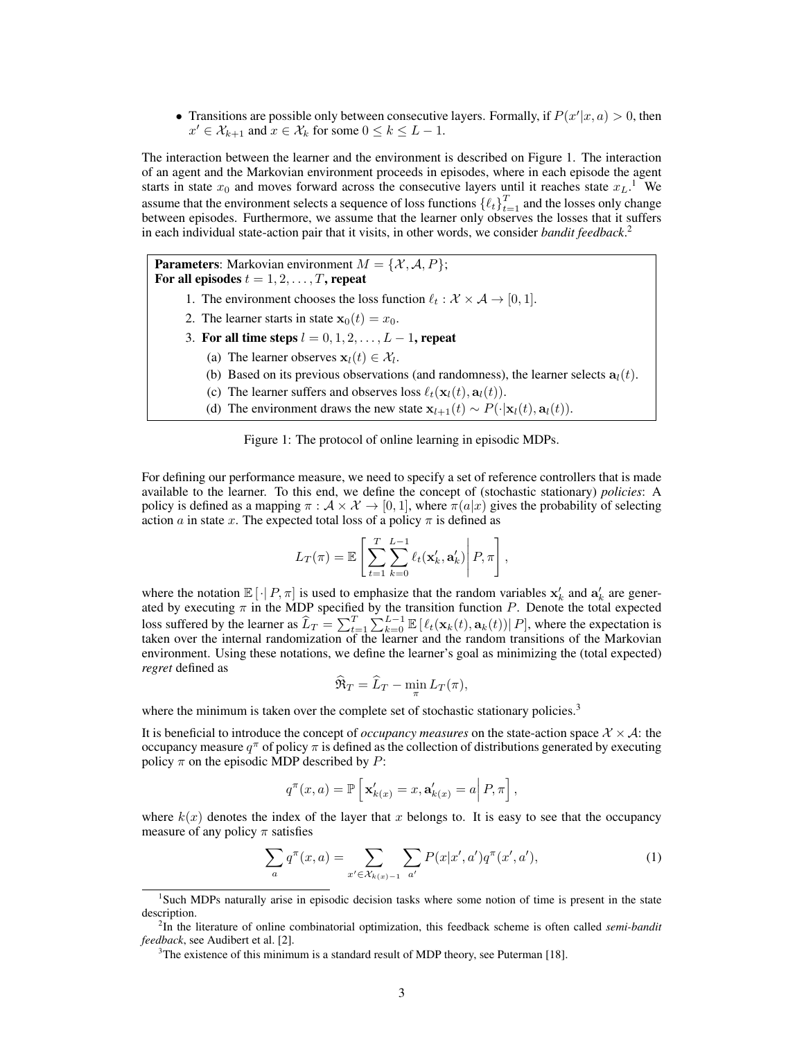- Transitions are possible only between consecutive layers. Formally, if $P(x'|x,a) > 0$, then $x' \in \mathcal{X}_{k+1}$ and $x \in \mathcal{X}_k$ for some $0 \leq k \leq L-1$.

The interaction between the learner and the environment is described on Figure 1. The interaction of an agent and the Markovian environment proceeds in episodes, where in each episode the agent starts in state $x_0$ and moves forward across the consecutive layers until it reaches state $x_L$.[1] We assume that the environment selects a sequence of loss functions $\{\ell_t\}_{t=1}^T$ and the losses only change between episodes. Furthermore, we assume that the learner only observes the losses that it suffers in each individual state-action pair that it visits, in other words, we consider *bandit feedback*.[2]

**Parameters**: Markovian environment $M = \{\mathcal{X}, \mathcal{A}, P\}$;
**For all episodes $t = 1, 2, \ldots, T$, repeat**

1. The environment chooses the loss function $\ell_t : \mathcal{X} \times \mathcal{A} \to [0,1]$.
2. The learner starts in state $\mathbf{x}_0(t) = x_0$.
3. **For all time steps $l = 0, 1, 2, \ldots, L-1$, repeat**
   (a) The learner observes $\mathbf{x}_l(t) \in \mathcal{X}_l$.
   (b) Based on its previous observations (and randomness), the learner selects $\mathbf{a}_l(t)$.
   (c) The learner suffers and observes loss $\ell_t(\mathbf{x}_l(t), \mathbf{a}_l(t))$.
   (d) The environment draws the new state $\mathbf{x}_{l+1}(t) \sim P(\cdot|\mathbf{x}_l(t), \mathbf{a}_l(t))$.

Figure 1: The protocol of online learning in episodic MDPs.

For defining our performance measure, we need to specify a set of reference controllers that is made available to the learner. To this end, we define the concept of (stochastic stationary) *policies*: A policy is defined as a mapping $\pi : \mathcal{A} \times \mathcal{X} \to [0,1]$, where $\pi(a|x)$ gives the probability of selecting action $a$ in state $x$. The expected total loss of a policy $\pi$ is defined as

$$L_T(\pi) = \mathbb{E}\left[\left.\sum_{t=1}^{T}\sum_{k=0}^{L-1} \ell_t(\mathbf{x}'_k, \mathbf{a}'_k)\right| P, \pi\right],$$

where the notation $\mathbb{E}\left[\cdot| P, \pi\right]$ is used to emphasize that the random variables $\mathbf{x}'_k$ and $\mathbf{a}'_k$ are generated by executing $\pi$ in the MDP specified by the transition function $P$. Denote the total expected loss suffered by the learner as $\widehat{L}_T = \sum_{t=1}^{T}\sum_{k=0}^{L-1} \mathbb{E}\left[\left. \ell_t(\mathbf{x}_k(t), \mathbf{a}_k(t))\right| P\right]$, where the expectation is taken over the internal randomization of the learner and the random transitions of the Markovian environment. Using these notations, we define the learner's goal as minimizing the (total expected) *regret* defined as

$$\widehat{\mathfrak{R}}_T = \widehat{L}_T - \min_{\pi} L_T(\pi),$$

where the minimum is taken over the complete set of stochastic stationary policies.[3]

It is beneficial to introduce the concept of *occupancy measures* on the state-action space $\mathcal{X} \times \mathcal{A}$: the occupancy measure $q^\pi$ of policy $\pi$ is defined as the collection of distributions generated by executing policy $\pi$ on the episodic MDP described by $P$:

$$q^\pi(x,a) = \mathbb{P}\left[\left.\mathbf{x}'_{k(x)} = x, \mathbf{a}'_{k(x)} = a\right| P, \pi\right],$$

where $k(x)$ denotes the index of the layer that $x$ belongs to. It is easy to see that the occupancy measure of any policy $\pi$ satisfies

$$\sum_{a} q^\pi(x,a) = \sum_{x' \in \mathcal{X}_{k(x)-1}} \sum_{a'} P(x|x',a') q^\pi(x',a'), \tag{1}$$

[1] Such MDPs naturally arise in episodic decision tasks where some notion of time is present in the state description.

[2] In the literature of online combinatorial optimization, this feedback scheme is often called *semi-bandit feedback*, see Audibert et al. [2].

[3] The existence of this minimum is a standard result of MDP theory, see Puterman [18].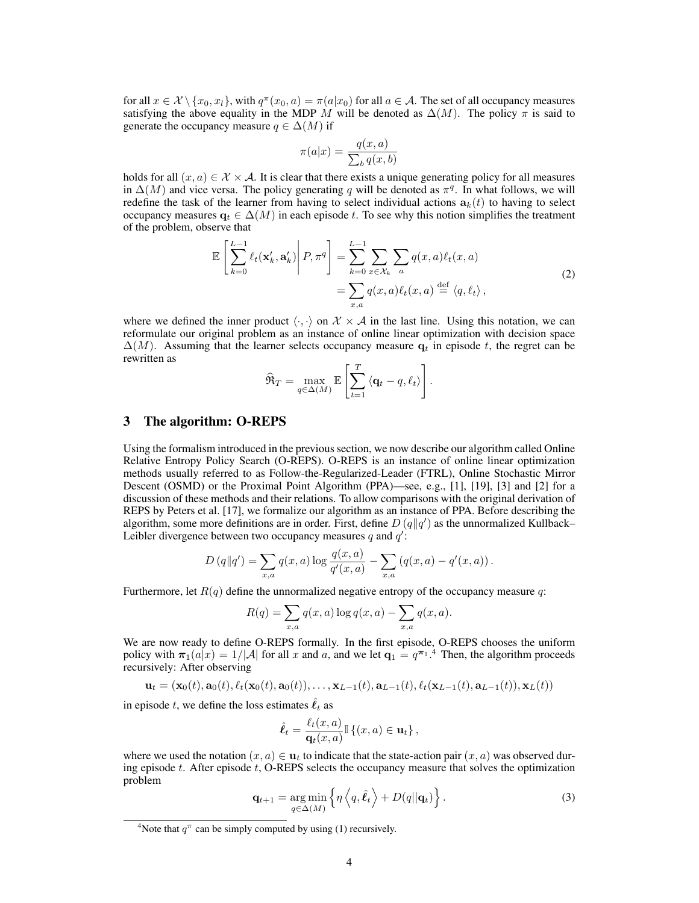for all $x \in \mathcal{X} \setminus \{x_0, x_l\}$, with $q^\pi(x_0, a) = \pi(a|x_0)$ for all $a \in \mathcal{A}$. The set of all occupancy measures satisfying the above equality in the MDP $M$ will be denoted as $\Delta(M)$. The policy $\pi$ is said to generate the occupancy measure $q \in \Delta(M)$ if

$$\pi(a|x) = \frac{q(x,a)}{\sum_b q(x,b)}$$

holds for all $(x, a) \in \mathcal{X} \times \mathcal{A}$. It is clear that there exists a unique generating policy for all measures in $\Delta(M)$ and vice versa. The policy generating $q$ will be denoted as $\pi^q$. In what follows, we will redefine the task of the learner from having to select individual actions $\mathbf{a}_k(t)$ to having to select occupancy measures $\mathbf{q}_t \in \Delta(M)$ in each episode $t$. To see why this notion simplifies the treatment of the problem, observe that

$$\begin{aligned}
\mathbb{E}\left[\sum_{k=0}^{L-1} \ell_t(\mathbf{x}'_k, \mathbf{a}'_k) \middle| P, \pi^q\right] &= \sum_{k=0}^{L-1} \sum_{x \in \mathcal{X}_k} \sum_a q(x,a)\ell_t(x,a) \\
&= \sum_{x,a} q(x,a)\ell_t(x,a) \stackrel{\text{def}}{=} \langle q, \ell_t \rangle ,
\end{aligned} \tag{2}$$

where we defined the inner product $\langle \cdot, \cdot \rangle$ on $\mathcal{X} \times \mathcal{A}$ in the last line. Using this notation, we can reformulate our original problem as an instance of online linear optimization with decision space $\Delta(M)$. Assuming that the learner selects occupancy measure $\mathbf{q}_t$ in episode $t$, the regret can be rewritten as

$$\widehat{\mathfrak{R}}_T = \max_{q \in \Delta(M)} \mathbb{E}\left[\sum_{t=1}^T \langle \mathbf{q}_t - q, \ell_t \rangle\right].$$

## 3 The algorithm: O-REPS

Using the formalism introduced in the previous section, we now describe our algorithm called Online Relative Entropy Policy Search (O-REPS). O-REPS is an instance of online linear optimization methods usually referred to as Follow-the-Regularized-Leader (FTRL), Online Stochastic Mirror Descent (OSMD) or the Proximal Point Algorithm (PPA)—see, e.g., [1], [19], [3] and [2] for a discussion of these methods and their relations. To allow comparisons with the original derivation of REPS by Peters et al. [17], we formalize our algorithm as an instance of PPA. Before describing the algorithm, some more definitions are in order. First, define $D(q\|q')$ as the unnormalized Kullback–Leibler divergence between two occupancy measures $q$ and $q'$:

$$D(q\|q') = \sum_{x,a} q(x,a) \log \frac{q(x,a)}{q'(x,a)} - \sum_{x,a} \left(q(x,a) - q'(x,a)\right).$$

Furthermore, let $R(q)$ define the unnormalized negative entropy of the occupancy measure $q$:

$$R(q) = \sum_{x,a} q(x,a) \log q(x,a) - \sum_{x,a} q(x,a).$$

We are now ready to define O-REPS formally. In the first episode, O-REPS chooses the uniform policy with $\boldsymbol{\pi}_1(a|x) = 1/|\mathcal{A}|$ for all $x$ and $a$, and we let $\mathbf{q}_1 = q^{\boldsymbol{\pi}_1}$.[4] Then, the algorithm proceeds recursively: After observing

$$\mathbf{u}_t = (\mathbf{x}_0(t), \mathbf{a}_0(t), \ell_t(\mathbf{x}_0(t), \mathbf{a}_0(t)), \ldots, \mathbf{x}_{L-1}(t), \mathbf{a}_{L-1}(t), \ell_t(\mathbf{x}_{L-1}(t), \mathbf{a}_{L-1}(t)), \mathbf{x}_L(t))$$

in episode $t$, we define the loss estimates $\hat{\boldsymbol{\ell}}_t$ as

$$\hat{\boldsymbol{\ell}}_t = \frac{\ell_t(x,a)}{\mathbf{q}_t(x,a)} \mathbb{I}\left\{(x,a) \in \mathbf{u}_t\right\},$$

where we used the notation $(x, a) \in \mathbf{u}_t$ to indicate that the state-action pair $(x, a)$ was observed during episode $t$. After episode $t$, O-REPS selects the occupancy measure that solves the optimization problem

$$\mathbf{q}_{t+1} = \operatorname*{arg\,min}_{q \in \Delta(M)} \left\{ \eta \left\langle q, \hat{\boldsymbol{\ell}}_t \right\rangle + D(q\|\mathbf{q}_t) \right\}. \tag{3}$$

[4] Note that $q^\pi$ can be simply computed by using (1) recursively.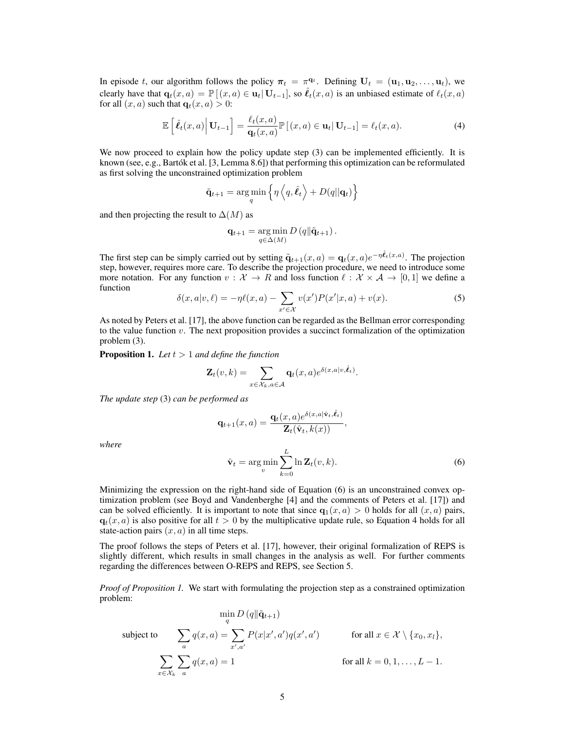In episode $t$, our algorithm follows the policy $\boldsymbol{\pi}_t = \pi^{\mathbf{q}_t}$. Defining $\mathbf{U}_t = (\mathbf{u}_1, \mathbf{u}_2, \ldots, \mathbf{u}_t)$, we clearly have that $\mathbf{q}_t(x,a) = \mathbb{P}\left[(x,a) \in \mathbf{u}_t \middle| \mathbf{U}_{t-1}\right]$, so $\hat{\boldsymbol{\ell}}_t(x,a)$ is an unbiased estimate of $\ell_t(x,a)$ for all $(x,a)$ such that $\mathbf{q}_t(x,a) > 0$:

$$\mathbb{E}\left[\hat{\boldsymbol{\ell}}_t(x,a) \middle| \mathbf{U}_{t-1}\right] = \frac{\ell_t(x,a)}{\mathbf{q}_t(x,a)} \mathbb{P}\left[(x,a) \in \mathbf{u}_t \middle| \mathbf{U}_{t-1}\right] = \ell_t(x,a). \tag{4}$$

We now proceed to explain how the policy update step (3) can be implemented efficiently. It is known (see, e.g., Bartók et al. [3, Lemma 8.6]) that performing this optimization can be reformulated as first solving the unconstrained optimization problem

$$\tilde{\mathbf{q}}_{t+1} = \arg\min_q \left\{ \eta \left\langle q, \hat{\boldsymbol{\ell}}_t \right\rangle + D(q \| \mathbf{q}_t) \right\}$$

and then projecting the result to $\Delta(M)$ as

$$\mathbf{q}_{t+1} = \arg\min_{q \in \Delta(M)} D\left(q \| \tilde{\mathbf{q}}_{t+1}\right).$$

The first step can be simply carried out by setting $\tilde{\mathbf{q}}_{t+1}(x,a) = \mathbf{q}_t(x,a) e^{-\eta \hat{\boldsymbol{\ell}}_t(x,a)}$. The projection step, however, requires more care. To describe the projection procedure, we need to introduce some more notation. For any function $v : \mathcal{X} \to R$ and loss function $\ell : \mathcal{X} \times \mathcal{A} \to [0,1]$ we define a function

$$\delta(x,a|v,\ell) = -\eta \ell(x,a) - \sum_{x' \in \mathcal{X}} v(x') P(x'|x,a) + v(x). \tag{5}$$

As noted by Peters et al. [17], the above function can be regarded as the Bellman error corresponding to the value function $v$. The next proposition provides a succinct formalization of the optimization problem (3).

**Proposition 1.** *Let $t > 1$ and define the function*

$$\mathbf{Z}_t(v,k) = \sum_{x \in \mathcal{X}_k, a \in \mathcal{A}} \mathbf{q}_t(x,a) e^{\delta(x,a|v,\hat{\boldsymbol{\ell}}_t)}.$$

*The update step* (3) *can be performed as*

$$\mathbf{q}_{t+1}(x,a) = \frac{\mathbf{q}_t(x,a) e^{\delta(x,a|\hat{\mathbf{v}}_t, \hat{\boldsymbol{\ell}}_t)}}{\mathbf{Z}_t(\hat{\mathbf{v}}_t, k(x))},$$

*where*

$$\hat{\mathbf{v}}_t = \arg\min_v \sum_{k=0}^{L} \ln \mathbf{Z}_t(v,k). \tag{6}$$

Minimizing the expression on the right-hand side of Equation (6) is an unconstrained convex optimization problem (see Boyd and Vandenberghe [4] and the comments of Peters et al. [17]) and can be solved efficiently. It is important to note that since $\mathbf{q}_1(x,a) > 0$ holds for all $(x,a)$ pairs, $\mathbf{q}_t(x,a)$ is also positive for all $t > 0$ by the multiplicative update rule, so Equation 4 holds for all state-action pairs $(x,a)$ in all time steps.

The proof follows the steps of Peters et al. [17], however, their original formalization of REPS is slightly different, which results in small changes in the analysis as well. For further comments regarding the differences between O-REPS and REPS, see Section 5.

*Proof of Proposition 1.* We start with formulating the projection step as a constrained optimization problem:

$$\min_q D\left(q \| \tilde{\mathbf{q}}_{t+1}\right)$$

$$\text{subject to} \qquad \sum_a q(x,a) = \sum_{x',a'} P(x|x',a') q(x',a') \qquad \text{for all } x \in \mathcal{X} \setminus \{x_0, x_l\},$$

$$\sum_{x \in \mathcal{X}_k} \sum_a q(x,a) = 1 \qquad \text{for all } k = 0, 1, \ldots, L-1.$$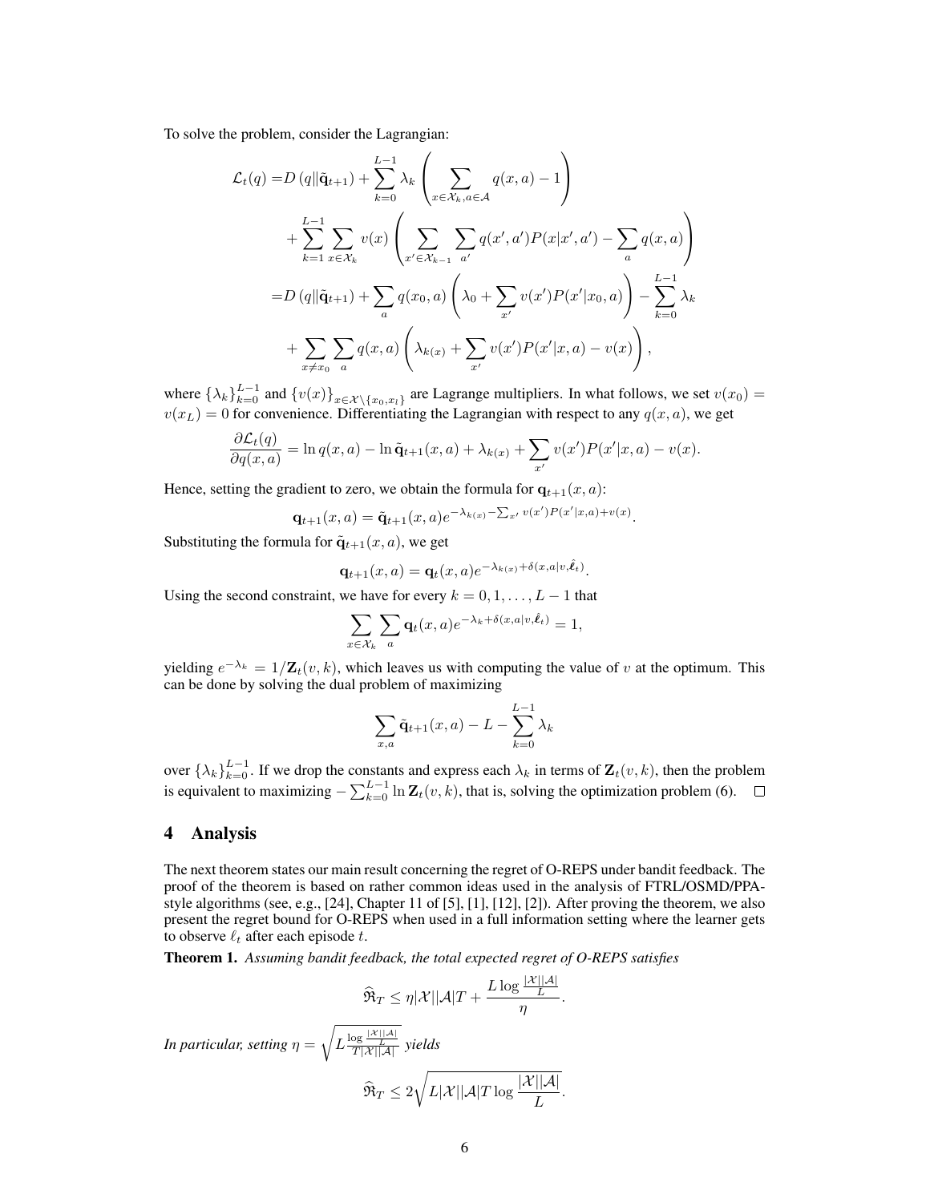To solve the problem, consider the Lagrangian:

$$
\begin{aligned}
\mathcal{L}_t(q) =& D\left(q \| \tilde{\mathbf{q}}_{t+1}\right) + \sum_{k=0}^{L-1} \lambda_k \left( \sum_{x \in \mathcal{X}_k, a \in \mathcal{A}} q(x,a) - 1 \right) \\
&+ \sum_{k=1}^{L-1} \sum_{x \in \mathcal{X}_k} v(x) \left( \sum_{x' \in \mathcal{X}_{k-1}} \sum_{a'} q(x',a') P(x|x',a') - \sum_a q(x,a) \right) \\
=& D\left(q \| \tilde{\mathbf{q}}_{t+1}\right) + \sum_a q(x_0,a) \left( \lambda_0 + \sum_{x'} v(x') P(x'|x_0,a) \right) - \sum_{k=0}^{L-1} \lambda_k \\
&+ \sum_{x \neq x_0} \sum_a q(x,a) \left( \lambda_{k(x)} + \sum_{x'} v(x') P(x'|x,a) - v(x) \right),
\end{aligned}
$$

where $\{\lambda_k\}_{k=0}^{L-1}$ and $\{v(x)\}_{x \in \mathcal{X} \setminus \{x_0, x_l\}}$ are Lagrange multipliers. In what follows, we set $v(x_0) = v(x_L) = 0$ for convenience. Differentiating the Lagrangian with respect to any $q(x,a)$, we get

$$
\frac{\partial \mathcal{L}_t(q)}{\partial q(x,a)} = \ln q(x,a) - \ln \tilde{\mathbf{q}}_{t+1}(x,a) + \lambda_{k(x)} + \sum_{x'} v(x') P(x'|x,a) - v(x).
$$

Hence, setting the gradient to zero, we obtain the formula for $\mathbf{q}_{t+1}(x,a)$:

$$
\mathbf{q}_{t+1}(x,a) = \tilde{\mathbf{q}}_{t+1}(x,a) e^{-\lambda_{k(x)} - \sum_{x'} v(x') P(x'|x,a) + v(x)}.
$$

Substituting the formula for $\tilde{\mathbf{q}}_{t+1}(x,a)$, we get

$$
\mathbf{q}_{t+1}(x,a) = \mathbf{q}_t(x,a) e^{-\lambda_{k(x)} + \delta(x,a|v,\hat{\boldsymbol{\ell}}_t)}.
$$

Using the second constraint, we have for every $k = 0, 1, \ldots, L-1$ that

$$
\sum_{x \in \mathcal{X}_k} \sum_a \mathbf{q}_t(x,a) e^{-\lambda_k + \delta(x,a|v,\hat{\boldsymbol{\ell}}_t)} = 1,
$$

yielding $e^{-\lambda_k} = 1/\mathbf{Z}_t(v,k)$, which leaves us with computing the value of $v$ at the optimum. This can be done by solving the dual problem of maximizing

$$
\sum_{x,a} \tilde{\mathbf{q}}_{t+1}(x,a) - L - \sum_{k=0}^{L-1} \lambda_k
$$

over $\{\lambda_k\}_{k=0}^{L-1}$. If we drop the constants and express each $\lambda_k$ in terms of $\mathbf{Z}_t(v,k)$, then the problem is equivalent to maximizing $-\sum_{k=0}^{L-1} \ln \mathbf{Z}_t(v,k)$, that is, solving the optimization problem (6). $\square$

## 4 Analysis

The next theorem states our main result concerning the regret of O-REPS under bandit feedback. The proof of the theorem is based on rather common ideas used in the analysis of FTRL/OSMD/PPA-style algorithms (see, e.g., [24], Chapter 11 of [5], [1], [12], [2]). After proving the theorem, we also present the regret bound for O-REPS when used in a full information setting where the learner gets to observe $\ell_t$ after each episode $t$.

**Theorem 1.** *Assuming bandit feedback, the total expected regret of O-REPS satisfies*

$$
\widehat{\mathfrak{R}}_T \leq \eta |\mathcal{X}||\mathcal{A}| T + \frac{L \log \frac{|\mathcal{X}||\mathcal{A}|}{L}}{\eta}.
$$

*In particular, setting* $\eta = \sqrt{L \frac{\log \frac{|\mathcal{X}||\mathcal{A}|}{L}}{T |\mathcal{X}||\mathcal{A}|}}$ *yields*

$$
\widehat{\mathfrak{R}}_T \leq 2 \sqrt{L |\mathcal{X}||\mathcal{A}| T \log \frac{|\mathcal{X}||\mathcal{A}|}{L}}.
$$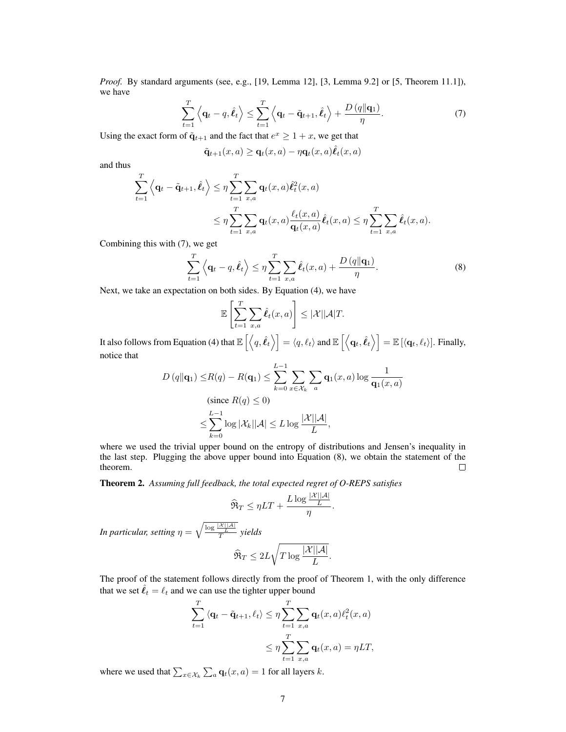*Proof.* By standard arguments (see, e.g., [19, Lemma 12], [3, Lemma 9.2] or [5, Theorem 11.1]), we have

$$\sum_{t=1}^{T} \left\langle \mathbf{q}_t - q, \hat{\boldsymbol{\ell}}_t \right\rangle \leq \sum_{t=1}^{T} \left\langle \mathbf{q}_t - \tilde{\mathbf{q}}_{t+1}, \hat{\boldsymbol{\ell}}_t \right\rangle + \frac{D\left(q \| \mathbf{q}_1\right)}{\eta}. \tag{7}$$

Using the exact form of $\tilde{\mathbf{q}}_{t+1}$ and the fact that $e^x \geq 1 + x$, we get that

$$\tilde{\mathbf{q}}_{t+1}(x,a) \geq \mathbf{q}_t(x,a) - \eta \mathbf{q}_t(x,a)\hat{\boldsymbol{\ell}}_t(x,a)$$

and thus

$$\begin{aligned}
\sum_{t=1}^{T} \left\langle \mathbf{q}_t - \tilde{\mathbf{q}}_{t+1}, \hat{\boldsymbol{\ell}}_t \right\rangle &\leq \eta \sum_{t=1}^{T} \sum_{x,a} \mathbf{q}_t(x,a) \hat{\boldsymbol{\ell}}_t^2(x,a) \\
&\leq \eta \sum_{t=1}^{T} \sum_{x,a} \mathbf{q}_t(x,a) \frac{\ell_t(x,a)}{\mathbf{q}_t(x,a)} \hat{\boldsymbol{\ell}}_t(x,a) \leq \eta \sum_{t=1}^{T} \sum_{x,a} \hat{\boldsymbol{\ell}}_t(x,a).
\end{aligned}$$

Combining this with (7), we get

$$\sum_{t=1}^{T} \left\langle \mathbf{q}_t - q, \hat{\boldsymbol{\ell}}_t \right\rangle \leq \eta \sum_{t=1}^{T} \sum_{x,a} \hat{\boldsymbol{\ell}}_t(x,a) + \frac{D\left(q \| \mathbf{q}_1\right)}{\eta}. \tag{8}$$

Next, we take an expectation on both sides. By Equation (4), we have

$$\mathbb{E}\left[\sum_{t=1}^{T} \sum_{x,a} \hat{\boldsymbol{\ell}}_t(x,a)\right] \leq |\mathcal{X}||\mathcal{A}|T.$$

It also follows from Equation (4) that $\mathbb{E}\left[\left\langle q, \hat{\boldsymbol{\ell}}_t \right\rangle\right] = \langle q, \ell_t \rangle$ and $\mathbb{E}\left[\left\langle \mathbf{q}_t, \hat{\boldsymbol{\ell}}_t \right\rangle\right] = \mathbb{E}\left[\langle \mathbf{q}_t, \ell_t \rangle\right]$. Finally, notice that

$$\begin{aligned}
D\left(q \| \mathbf{q}_1\right) \leq & R(q) - R(\mathbf{q}_1) \leq \sum_{k=0}^{L-1} \sum_{x \in \mathcal{X}_k} \sum_{a} \mathbf{q}_1(x,a) \log \frac{1}{\mathbf{q}_1(x,a)} \\
& \text{(since } R(q) \leq 0\text{)} \\
\leq & \sum_{k=0}^{L-1} \log |\mathcal{X}_k||\mathcal{A}| \leq L \log \frac{|\mathcal{X}||\mathcal{A}|}{L},
\end{aligned}$$

where we used the trivial upper bound on the entropy of distributions and Jensen's inequality in the last step. Plugging the above upper bound into Equation (8), we obtain the statement of the theorem. □

**Theorem 2.** *Assuming full feedback, the total expected regret of O-REPS satisfies*

$$\widehat{\mathfrak{R}}_T \leq \eta L T + \frac{L \log \frac{|\mathcal{X}||\mathcal{A}|}{L}}{\eta}.$$

*In particular, setting* $\eta = \sqrt{\frac{\log \frac{|\mathcal{X}||\mathcal{A}|}{L}}{T}}$ *yields*

$$\widehat{\mathfrak{R}}_T \leq 2L\sqrt{T \log \frac{|\mathcal{X}||\mathcal{A}|}{L}}.$$

The proof of the statement follows directly from the proof of Theorem 1, with the only difference that we set $\hat{\boldsymbol{\ell}}_t = \ell_t$ and we can use the tighter upper bound

$$\begin{aligned}
\sum_{t=1}^{T} \langle \mathbf{q}_t - \tilde{\mathbf{q}}_{t+1}, \ell_t \rangle &\leq \eta \sum_{t=1}^{T} \sum_{x,a} \mathbf{q}_t(x,a) \ell_t^2(x,a) \\
&\leq \eta \sum_{t=1}^{T} \sum_{x,a} \mathbf{q}_t(x,a) = \eta L T,
\end{aligned}$$

where we used that $\sum_{x \in \mathcal{X}_k} \sum_a \mathbf{q}_t(x,a) = 1$ for all layers $k$.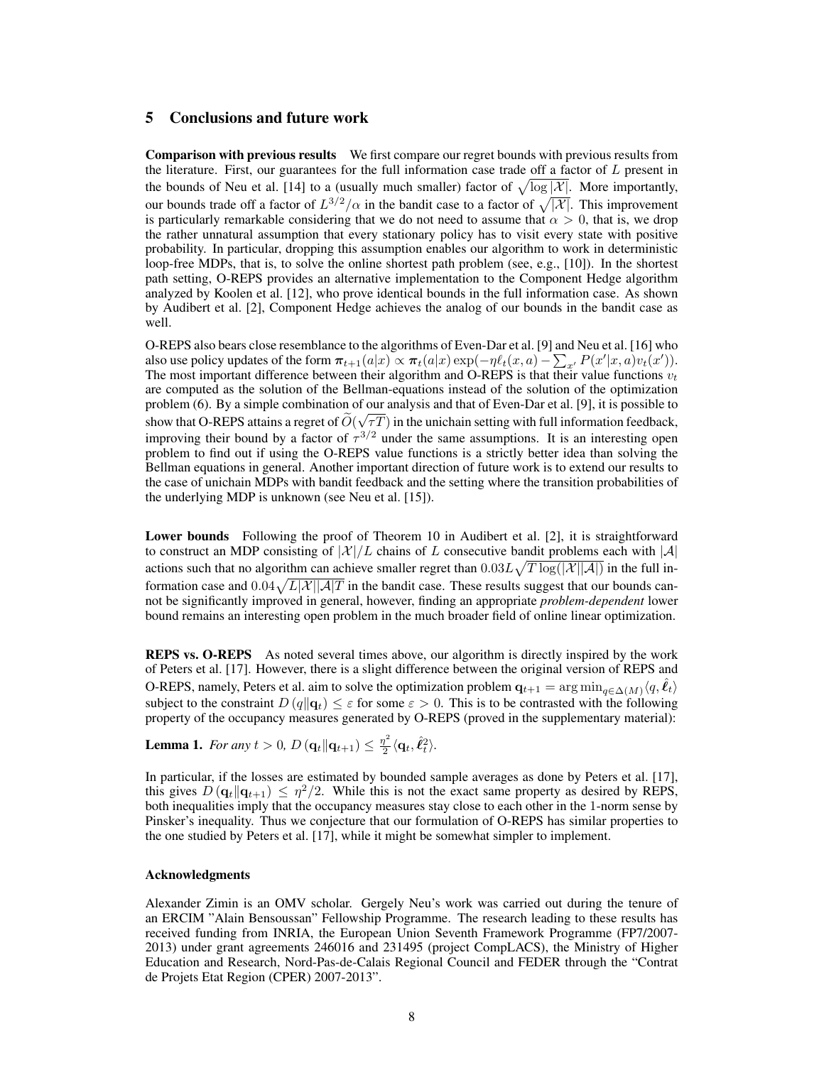## 5 Conclusions and future work

**Comparison with previous results** We first compare our regret bounds with previous results from the literature. First, our guarantees for the full information case trade off a factor of $L$ present in the bounds of Neu et al. [14] to a (usually much smaller) factor of $\sqrt{\log |\mathcal{X}|}$. More importantly, our bounds trade off a factor of $L^{3/2}/\alpha$ in the bandit case to a factor of $\sqrt{|\mathcal{X}|}$. This improvement is particularly remarkable considering that we do not need to assume that $\alpha > 0$, that is, we drop the rather unnatural assumption that every stationary policy has to visit every state with positive probability. In particular, dropping this assumption enables our algorithm to work in deterministic loop-free MDPs, that is, to solve the online shortest path problem (see, e.g., [10]). In the shortest path setting, O-REPS provides an alternative implementation to the Component Hedge algorithm analyzed by Koolen et al. [12], who prove identical bounds in the full information case. As shown by Audibert et al. [2], Component Hedge achieves the analog of our bounds in the bandit case as well.

O-REPS also bears close resemblance to the algorithms of Even-Dar et al. [9] and Neu et al. [16] who also use policy updates of the form $\boldsymbol{\pi}_{t+1}(a|x) \propto \boldsymbol{\pi}_t(a|x) \exp(-\eta \ell_t(x,a) - \sum_{x'} P(x'|x,a) v_t(x'))$. The most important difference between their algorithm and O-REPS is that their value functions $v_t$ are computed as the solution of the Bellman-equations instead of the solution of the optimization problem (6). By a simple combination of our analysis and that of Even-Dar et al. [9], it is possible to show that O-REPS attains a regret of $\widetilde{O}(\sqrt{\tau T})$ in the unichain setting with full information feedback, improving their bound by a factor of $\tau^{3/2}$ under the same assumptions. It is an interesting open problem to find out if using the O-REPS value functions is a strictly better idea than solving the Bellman equations in general. Another important direction of future work is to extend our results to the case of unichain MDPs with bandit feedback and the setting where the transition probabilities of the underlying MDP is unknown (see Neu et al. [15]).

**Lower bounds** Following the proof of Theorem 10 in Audibert et al. [2], it is straightforward to construct an MDP consisting of $|\mathcal{X}|/L$ chains of $L$ consecutive bandit problems each with $|\mathcal{A}|$ actions such that no algorithm can achieve smaller regret than $0.03L\sqrt{T \log(|\mathcal{X}||\mathcal{A}|)}$ in the full information case and $0.04\sqrt{L|\mathcal{X}||\mathcal{A}|T}$ in the bandit case. These results suggest that our bounds cannot be significantly improved in general, however, finding an appropriate *problem-dependent* lower bound remains an interesting open problem in the much broader field of online linear optimization.

**REPS vs. O-REPS** As noted several times above, our algorithm is directly inspired by the work of Peters et al. [17]. However, there is a slight difference between the original version of REPS and O-REPS, namely, Peters et al. aim to solve the optimization problem $\mathbf{q}_{t+1} = \arg\min_{q \in \Delta(M)} \langle q, \hat{\boldsymbol{\ell}}_t \rangle$ subject to the constraint $D(q \| \mathbf{q}_t) \leq \varepsilon$ for some $\varepsilon > 0$. This is to be contrasted with the following property of the occupancy measures generated by O-REPS (proved in the supplementary material):

**Lemma 1.** *For any $t > 0$, $D(\mathbf{q}_t \| \mathbf{q}_{t+1}) \leq \frac{\eta^2}{2} \langle \mathbf{q}_t, \hat{\boldsymbol{\ell}}_t^2 \rangle$.*

In particular, if the losses are estimated by bounded sample averages as done by Peters et al. [17], this gives $D(\mathbf{q}_t \| \mathbf{q}_{t+1}) \leq \eta^2/2$. While this is not the exact same property as desired by REPS, both inequalities imply that the occupancy measures stay close to each other in the 1-norm sense by Pinsker's inequality. Thus we conjecture that our formulation of O-REPS has similar properties to the one studied by Peters et al. [17], while it might be somewhat simpler to implement.

### Acknowledgments

Alexander Zimin is an OMV scholar. Gergely Neu's work was carried out during the tenure of an ERCIM "Alain Bensoussan" Fellowship Programme. The research leading to these results has received funding from INRIA, the European Union Seventh Framework Programme (FP7/2007-2013) under grant agreements 246016 and 231495 (project CompLACS), the Ministry of Higher Education and Research, Nord-Pas-de-Calais Regional Council and FEDER through the "Contrat de Projets Etat Region (CPER) 2007-2013".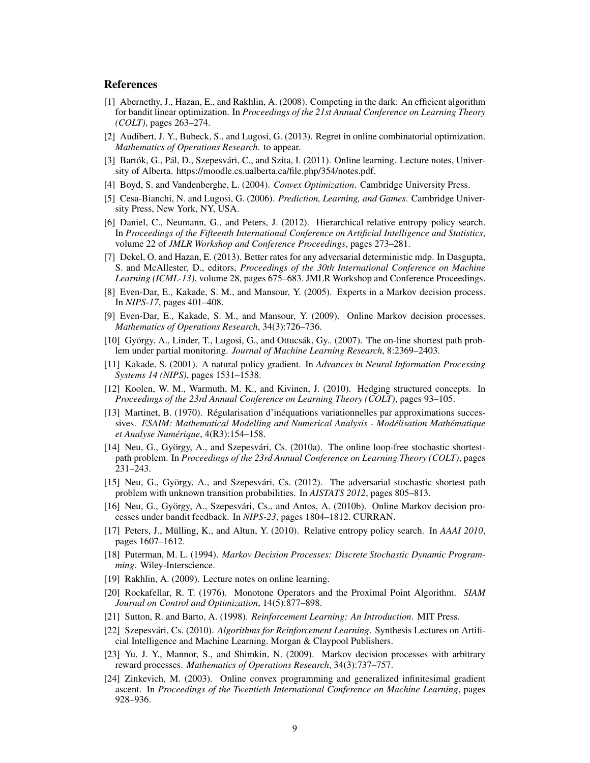## References

[1] Abernethy, J., Hazan, E., and Rakhlin, A. (2008). Competing in the dark: An efficient algorithm for bandit linear optimization. In *Proceedings of the 21st Annual Conference on Learning Theory (COLT)*, pages 263–274.

[2] Audibert, J. Y., Bubeck, S., and Lugosi, G. (2013). Regret in online combinatorial optimization. *Mathematics of Operations Research*. to appear.

[3] Bartók, G., Pál, D., Szepesvári, C., and Szita, I. (2011). Online learning. Lecture notes, University of Alberta. https://moodle.cs.ualberta.ca/file.php/354/notes.pdf.

[4] Boyd, S. and Vandenberghe, L. (2004). *Convex Optimization*. Cambridge University Press.

[5] Cesa-Bianchi, N. and Lugosi, G. (2006). *Prediction, Learning, and Games*. Cambridge University Press, New York, NY, USA.

[6] Daniel, C., Neumann, G., and Peters, J. (2012). Hierarchical relative entropy policy search. In *Proceedings of the Fifteenth International Conference on Artificial Intelligence and Statistics*, volume 22 of *JMLR Workshop and Conference Proceedings*, pages 273–281.

[7] Dekel, O. and Hazan, E. (2013). Better rates for any adversarial deterministic mdp. In Dasgupta, S. and McAllester, D., editors, *Proceedings of the 30th International Conference on Machine Learning (ICML-13)*, volume 28, pages 675–683. JMLR Workshop and Conference Proceedings.

[8] Even-Dar, E., Kakade, S. M., and Mansour, Y. (2005). Experts in a Markov decision process. In *NIPS-17*, pages 401–408.

[9] Even-Dar, E., Kakade, S. M., and Mansour, Y. (2009). Online Markov decision processes. *Mathematics of Operations Research*, 34(3):726–736.

[10] György, A., Linder, T., Lugosi, G., and Ottucsák, Gy.. (2007). The on-line shortest path problem under partial monitoring. *Journal of Machine Learning Research*, 8:2369–2403.

[11] Kakade, S. (2001). A natural policy gradient. In *Advances in Neural Information Processing Systems 14 (NIPS)*, pages 1531–1538.

[12] Koolen, W. M., Warmuth, M. K., and Kivinen, J. (2010). Hedging structured concepts. In *Proceedings of the 23rd Annual Conference on Learning Theory (COLT)*, pages 93–105.

[13] Martinet, B. (1970). Régularisation d'inéquations variationnelles par approximations successives. *ESAIM: Mathematical Modelling and Numerical Analysis - Modélisation Mathématique et Analyse Numérique*, 4(R3):154–158.

[14] Neu, G., György, A., and Szepesvári, Cs. (2010a). The online loop-free stochastic shortest-path problem. In *Proceedings of the 23rd Annual Conference on Learning Theory (COLT)*, pages 231–243.

[15] Neu, G., György, A., and Szepesvári, Cs. (2012). The adversarial stochastic shortest path problem with unknown transition probabilities. In *AISTATS 2012*, pages 805–813.

[16] Neu, G., György, A., Szepesvári, Cs., and Antos, A. (2010b). Online Markov decision processes under bandit feedback. In *NIPS-23*, pages 1804–1812. CURRAN.

[17] Peters, J., Mülling, K., and Altun, Y. (2010). Relative entropy policy search. In *AAAI 2010*, pages 1607–1612.

[18] Puterman, M. L. (1994). *Markov Decision Processes: Discrete Stochastic Dynamic Programming*. Wiley-Interscience.

[19] Rakhlin, A. (2009). Lecture notes on online learning.

[20] Rockafellar, R. T. (1976). Monotone Operators and the Proximal Point Algorithm. *SIAM Journal on Control and Optimization*, 14(5):877–898.

[21] Sutton, R. and Barto, A. (1998). *Reinforcement Learning: An Introduction*. MIT Press.

[22] Szepesvári, Cs. (2010). *Algorithms for Reinforcement Learning*. Synthesis Lectures on Artificial Intelligence and Machine Learning. Morgan & Claypool Publishers.

[23] Yu, J. Y., Mannor, S., and Shimkin, N. (2009). Markov decision processes with arbitrary reward processes. *Mathematics of Operations Research*, 34(3):737–757.

[24] Zinkevich, M. (2003). Online convex programming and generalized infinitesimal gradient ascent. In *Proceedings of the Twentieth International Conference on Machine Learning*, pages 928–936.